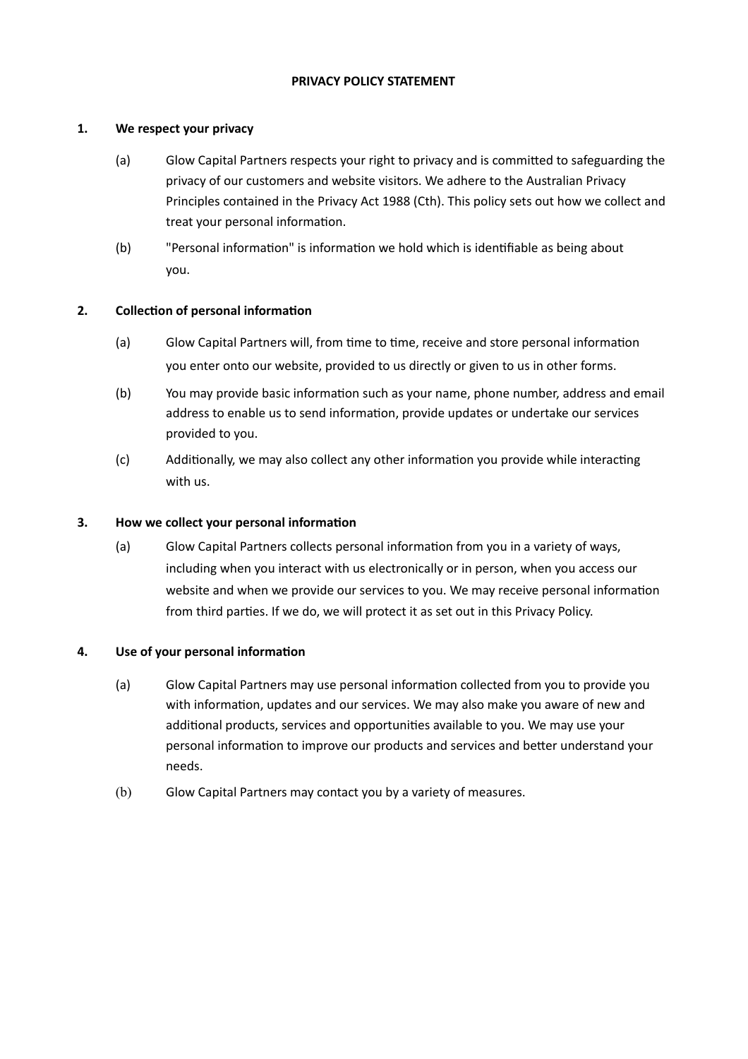# PRIVACY POLICY STATEMENT

## 1. We respect your privacy

(a) Glow Capital Partners respects your right to privacy and is committed to safeguarding the privacy of our customers and website visitors. We adhere to the Australian Privacy Principles contained in the Privacy Act 1988 (Cth). This policy sets out how we collect and treat your personal information.

(b) "Personal information" is information we hold which is identifiable as being about you.

## 2. Collection of personal information

(a) Glow Capital Partners will, from time to time, receive and store personal information you enter onto our website, provided to us directly or given to us in other forms.

(b) You may provide basic information such as your name, phone number, address and email address to enable us to send information, provide updates or undertake our services provided to you.

(c) Additionally, we may also collect any other information you provide while interacting with us.

## 3. How we collect your personal information

(a) Glow Capital Partners collects personal information from you in a variety of ways, including when you interact with us electronically or in person, when you access our website and when we provide our services to you. We may receive personal information from third parties. If we do, we will protect it as set out in this Privacy Policy.

## 4. Use of your personal information

(a) Glow Capital Partners may use personal information collected from you to provide you with information, updates and our services. We may also make you aware of new and additional products, services and opportunities available to you. We may use your personal information to improve our products and services and better understand your needs.

(b) Glow Capital Partners may contact you by a variety of measures.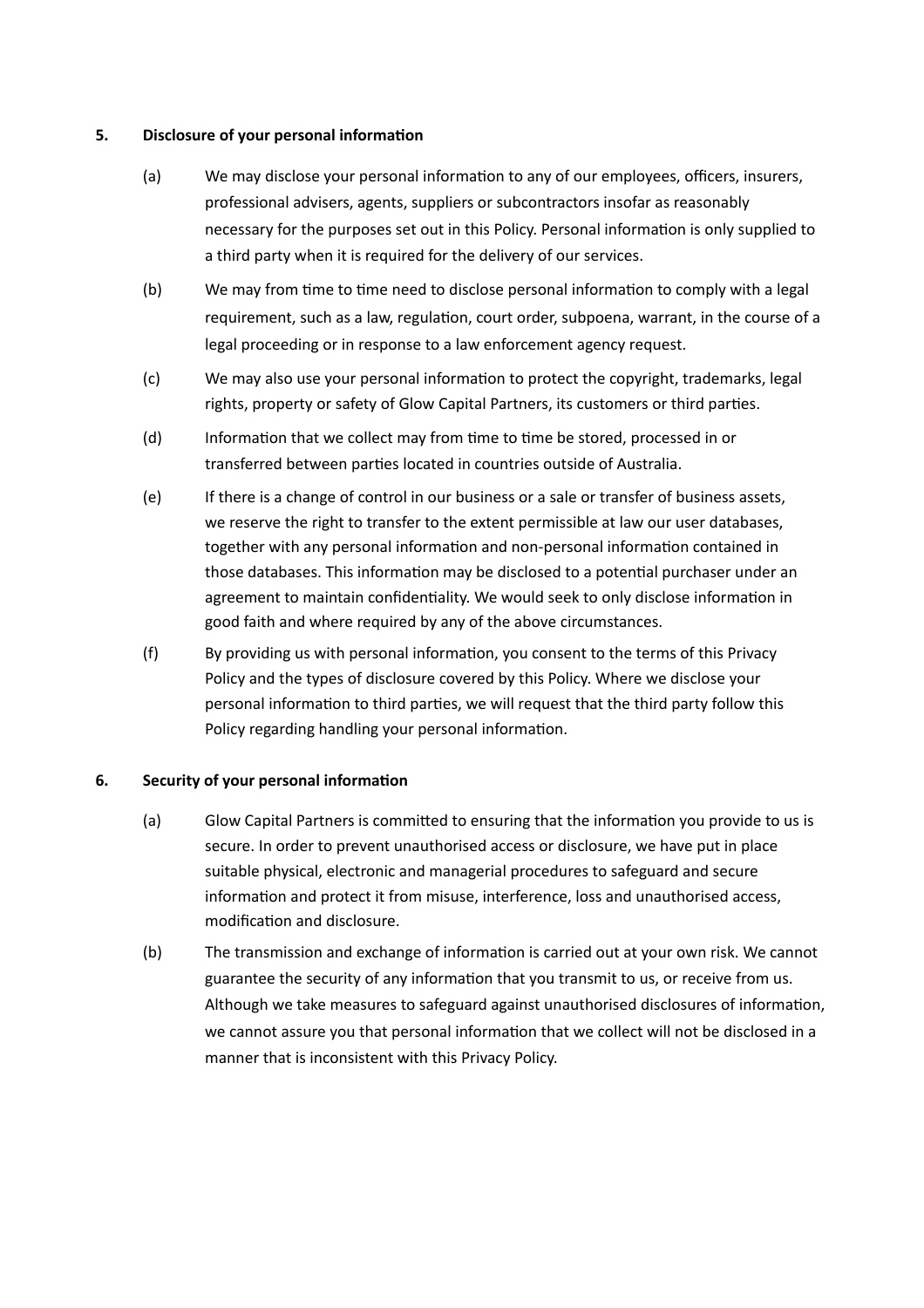## 5. Disclosure of your personal information

(a) We may disclose your personal information to any of our employees, officers, insurers, professional advisers, agents, suppliers or subcontractors insofar as reasonably necessary for the purposes set out in this Policy. Personal information is only supplied to a third party when it is required for the delivery of our services.

(b) We may from time to time need to disclose personal information to comply with a legal requirement, such as a law, regulation, court order, subpoena, warrant, in the course of a legal proceeding or in response to a law enforcement agency request.

(c) We may also use your personal information to protect the copyright, trademarks, legal rights, property or safety of Glow Capital Partners, its customers or third parties.

(d) Information that we collect may from time to time be stored, processed in or transferred between parties located in countries outside of Australia.

(e) If there is a change of control in our business or a sale or transfer of business assets, we reserve the right to transfer to the extent permissible at law our user databases, together with any personal information and non-personal information contained in those databases. This information may be disclosed to a potential purchaser under an agreement to maintain confidentiality. We would seek to only disclose information in good faith and where required by any of the above circumstances.

(f) By providing us with personal information, you consent to the terms of this Privacy Policy and the types of disclosure covered by this Policy. Where we disclose your personal information to third parties, we will request that the third party follow this Policy regarding handling your personal information.

## 6. Security of your personal information

(a) Glow Capital Partners is committed to ensuring that the information you provide to us is secure. In order to prevent unauthorised access or disclosure, we have put in place suitable physical, electronic and managerial procedures to safeguard and secure information and protect it from misuse, interference, loss and unauthorised access, modification and disclosure.

(b) The transmission and exchange of information is carried out at your own risk. We cannot guarantee the security of any information that you transmit to us, or receive from us. Although we take measures to safeguard against unauthorised disclosures of information, we cannot assure you that personal information that we collect will not be disclosed in a manner that is inconsistent with this Privacy Policy.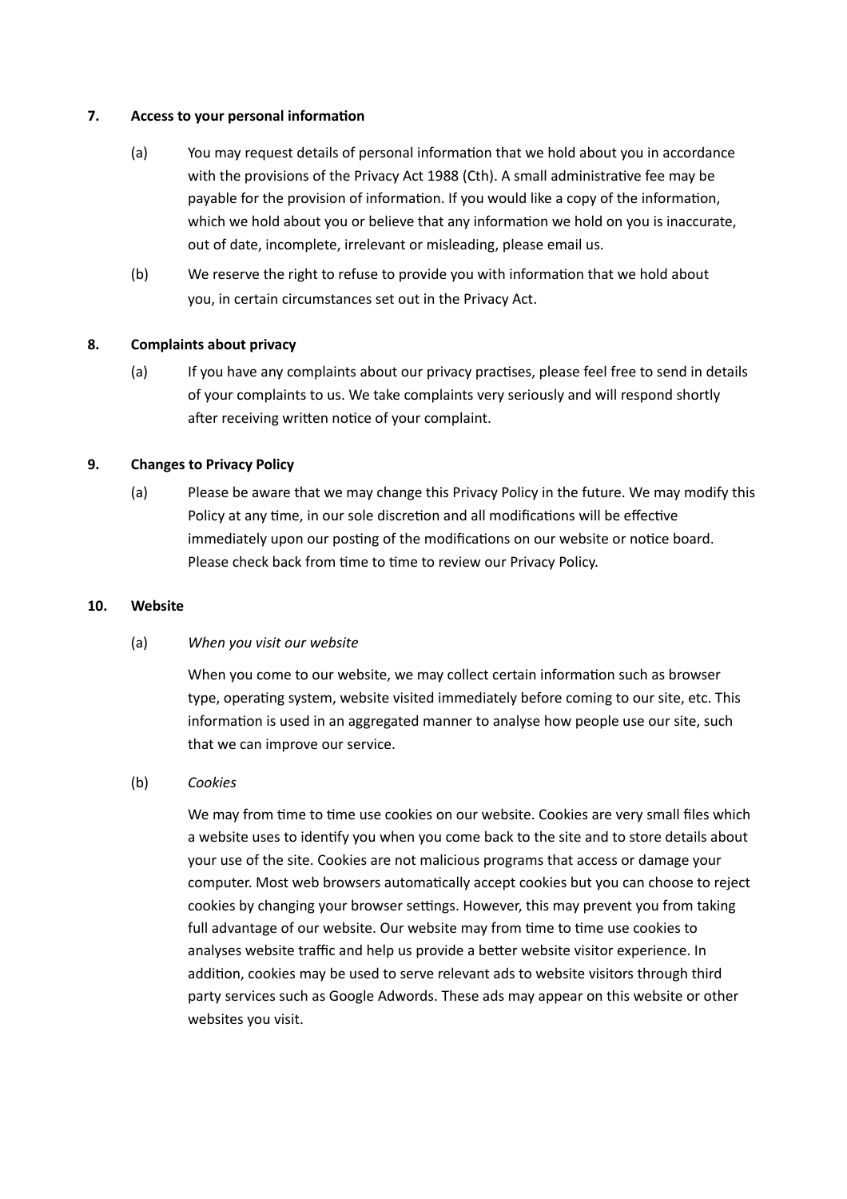## 7. Access to your personal information

(a) You may request details of personal information that we hold about you in accordance with the provisions of the Privacy Act 1988 (Cth). A small administrative fee may be payable for the provision of information. If you would like a copy of the information, which we hold about you or believe that any information we hold on you is inaccurate, out of date, incomplete, irrelevant or misleading, please email us.

(b) We reserve the right to refuse to provide you with information that we hold about you, in certain circumstances set out in the Privacy Act.

## 8. Complaints about privacy

(a) If you have any complaints about our privacy practises, please feel free to send in details of your complaints to us. We take complaints very seriously and will respond shortly after receiving written notice of your complaint.

## 9. Changes to Privacy Policy

(a) Please be aware that we may change this Privacy Policy in the future. We may modify this Policy at any time, in our sole discretion and all modifications will be effective immediately upon our posting of the modifications on our website or notice board. Please check back from time to time to review our Privacy Policy.

## 10. Website

(a) *When you visit our website*

When you come to our website, we may collect certain information such as browser type, operating system, website visited immediately before coming to our site, etc. This information is used in an aggregated manner to analyse how people use our site, such that we can improve our service.

(b) *Cookies*

We may from time to time use cookies on our website. Cookies are very small files which a website uses to identify you when you come back to the site and to store details about your use of the site. Cookies are not malicious programs that access or damage your computer. Most web browsers automatically accept cookies but you can choose to reject cookies by changing your browser settings. However, this may prevent you from taking full advantage of our website. Our website may from time to time use cookies to analyses website traffic and help us provide a better website visitor experience. In addition, cookies may be used to serve relevant ads to website visitors through third party services such as Google Adwords. These ads may appear on this website or other websites you visit.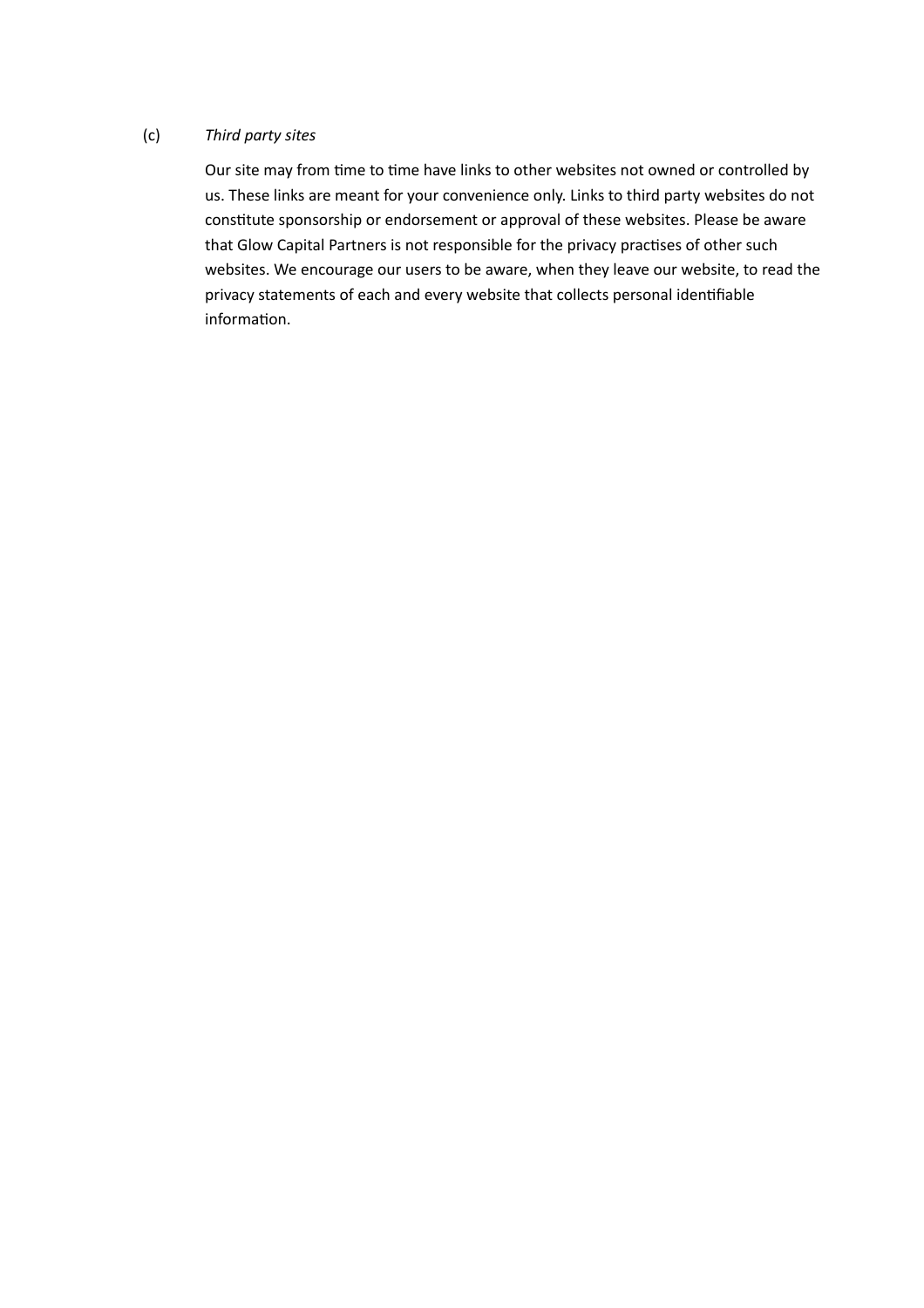(c) *Third party sites*

Our site may from time to time have links to other websites not owned or controlled by us. These links are meant for your convenience only. Links to third party websites do not constitute sponsorship or endorsement or approval of these websites. Please be aware that Glow Capital Partners is not responsible for the privacy practises of other such websites. We encourage our users to be aware, when they leave our website, to read the privacy statements of each and every website that collects personal identifiable information.